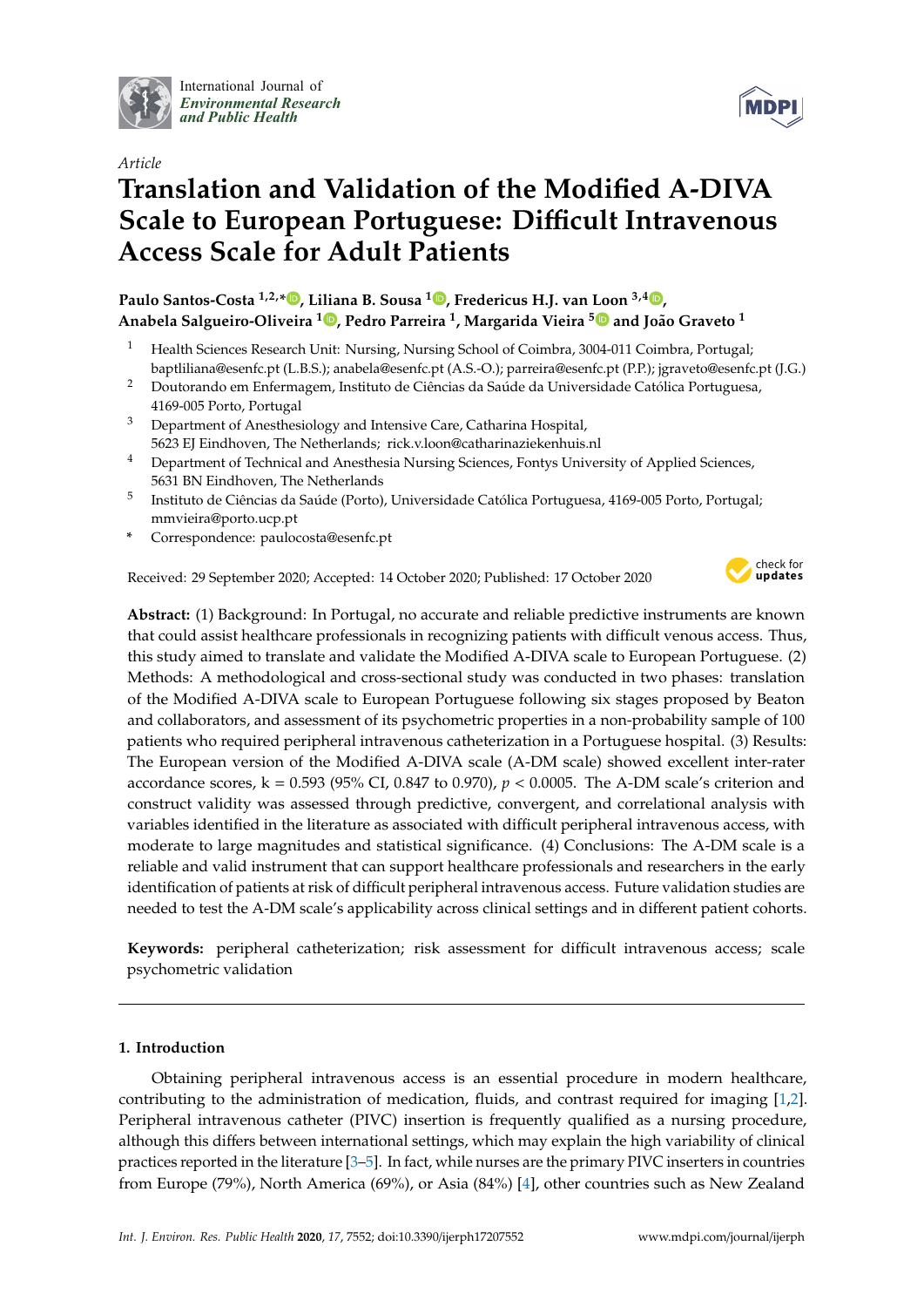Article

# Translation and Validation of the Modified A-DIVA Scale to European Portuguese: Difficult Intravenous Access Scale for Adult Patients

**Paulo Santos-Costa [1,2,*], Liliana B. Sousa [1], Fredericus H.J. van Loon [3,4], Anabela Salgueiro-Oliveira [1], Pedro Parreira [1], Margarida Vieira [5] and João Graveto [1]**

[1] Health Sciences Research Unit: Nursing, Nursing School of Coimbra, 3004-011 Coimbra, Portugal; baptliliana@esenfc.pt (L.B.S.); anabela@esenfc.pt (A.S.-O.); parreira@esenfc.pt (P.P.); jgraveto@esenfc.pt (J.G.)

[2] Doutorando em Enfermagem, Instituto de Ciências da Saúde da Universidade Católica Portuguesa, 4169-005 Porto, Portugal

[3] Department of Anesthesiology and Intensive Care, Catharina Hospital, 5623 EJ Eindhoven, The Netherlands; rick.v.loon@catharinaziekenhuis.nl

[4] Department of Technical and Anesthesia Nursing Sciences, Fontys University of Applied Sciences, 5631 BN Eindhoven, The Netherlands

[5] Instituto de Ciências da Saúde (Porto), Universidade Católica Portuguesa, 4169-005 Porto, Portugal; mmvieira@porto.ucp.pt

* Correspondence: paulocosta@esenfc.pt

Received: 29 September 2020; Accepted: 14 October 2020; Published: 17 October 2020

**Abstract:** (1) Background: In Portugal, no accurate and reliable predictive instruments are known that could assist healthcare professionals in recognizing patients with difficult venous access. Thus, this study aimed to translate and validate the Modified A-DIVA scale to European Portuguese. (2) Methods: A methodological and cross-sectional study was conducted in two phases: translation of the Modified A-DIVA scale to European Portuguese following six stages proposed by Beaton and collaborators, and assessment of its psychometric properties in a non-probability sample of 100 patients who required peripheral intravenous catheterization in a Portuguese hospital. (3) Results: The European version of the Modified A-DIVA scale (A-DM scale) showed excellent inter-rater accordance scores, k = 0.593 (95% CI, 0.847 to 0.970), $p < 0.0005$. The A-DM scale's criterion and construct validity was assessed through predictive, convergent, and correlational analysis with variables identified in the literature as associated with difficult peripheral intravenous access, with moderate to large magnitudes and statistical significance. (4) Conclusions: The A-DM scale is a reliable and valid instrument that can support healthcare professionals and researchers in the early identification of patients at risk of difficult peripheral intravenous access. Future validation studies are needed to test the A-DM scale's applicability across clinical settings and in different patient cohorts.

**Keywords:** peripheral catheterization; risk assessment for difficult intravenous access; scale psychometric validation

## 1. Introduction

Obtaining peripheral intravenous access is an essential procedure in modern healthcare, contributing to the administration of medication, fluids, and contrast required for imaging [1,2]. Peripheral intravenous catheter (PIVC) insertion is frequently qualified as a nursing procedure, although this differs between international settings, which may explain the high variability of clinical practices reported in the literature [3–5]. In fact, while nurses are the primary PIVC inserters in countries from Europe (79%), North America (69%), or Asia (84%) [4], other countries such as New Zealand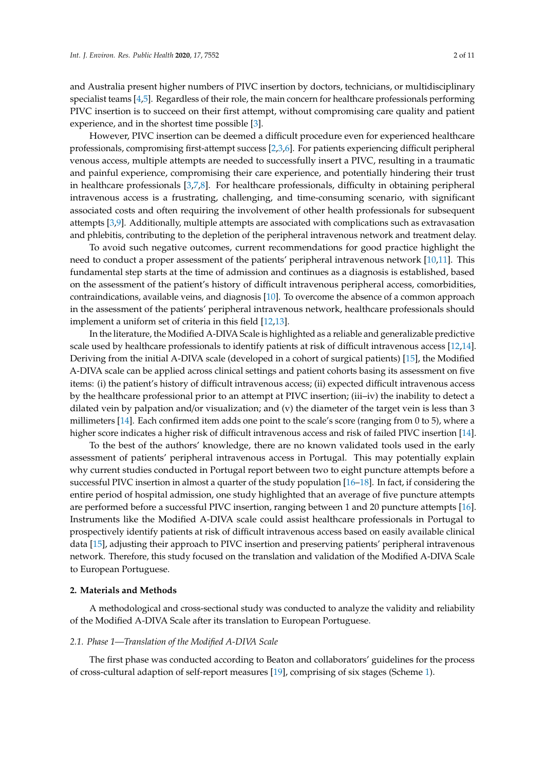and Australia present higher numbers of PIVC insertion by doctors, technicians, or multidisciplinary specialist teams [4,5]. Regardless of their role, the main concern for healthcare professionals performing PIVC insertion is to succeed on their first attempt, without compromising care quality and patient experience, and in the shortest time possible [3].

However, PIVC insertion can be deemed a difficult procedure even for experienced healthcare professionals, compromising first-attempt success [2,3,6]. For patients experiencing difficult peripheral venous access, multiple attempts are needed to successfully insert a PIVC, resulting in a traumatic and painful experience, compromising their care experience, and potentially hindering their trust in healthcare professionals [3,7,8]. For healthcare professionals, difficulty in obtaining peripheral intravenous access is a frustrating, challenging, and time-consuming scenario, with significant associated costs and often requiring the involvement of other health professionals for subsequent attempts [3,9]. Additionally, multiple attempts are associated with complications such as extravasation and phlebitis, contributing to the depletion of the peripheral intravenous network and treatment delay.

To avoid such negative outcomes, current recommendations for good practice highlight the need to conduct a proper assessment of the patients' peripheral intravenous network [10,11]. This fundamental step starts at the time of admission and continues as a diagnosis is established, based on the assessment of the patient's history of difficult intravenous peripheral access, comorbidities, contraindications, available veins, and diagnosis [10]. To overcome the absence of a common approach in the assessment of the patients' peripheral intravenous network, healthcare professionals should implement a uniform set of criteria in this field [12,13].

In the literature, the Modified A-DIVA Scale is highlighted as a reliable and generalizable predictive scale used by healthcare professionals to identify patients at risk of difficult intravenous access [12,14]. Deriving from the initial A-DIVA scale (developed in a cohort of surgical patients) [15], the Modified A-DIVA scale can be applied across clinical settings and patient cohorts basing its assessment on five items: (i) the patient's history of difficult intravenous access; (ii) expected difficult intravenous access by the healthcare professional prior to an attempt at PIVC insertion; (iii–iv) the inability to detect a dilated vein by palpation and/or visualization; and (v) the diameter of the target vein is less than 3 millimeters [14]. Each confirmed item adds one point to the scale's score (ranging from 0 to 5), where a higher score indicates a higher risk of difficult intravenous access and risk of failed PIVC insertion [14].

To the best of the authors' knowledge, there are no known validated tools used in the early assessment of patients' peripheral intravenous access in Portugal. This may potentially explain why current studies conducted in Portugal report between two to eight puncture attempts before a successful PIVC insertion in almost a quarter of the study population [16–18]. In fact, if considering the entire period of hospital admission, one study highlighted that an average of five puncture attempts are performed before a successful PIVC insertion, ranging between 1 and 20 puncture attempts [16]. Instruments like the Modified A-DIVA scale could assist healthcare professionals in Portugal to prospectively identify patients at risk of difficult intravenous access based on easily available clinical data [15], adjusting their approach to PIVC insertion and preserving patients' peripheral intravenous network. Therefore, this study focused on the translation and validation of the Modified A-DIVA Scale to European Portuguese.

## 2. Materials and Methods

A methodological and cross-sectional study was conducted to analyze the validity and reliability of the Modified A-DIVA Scale after its translation to European Portuguese.

### *2.1. Phase 1—Translation of the Modified A-DIVA Scale*

The first phase was conducted according to Beaton and collaborators' guidelines for the process of cross-cultural adaption of self-report measures [19], comprising of six stages (Scheme 1).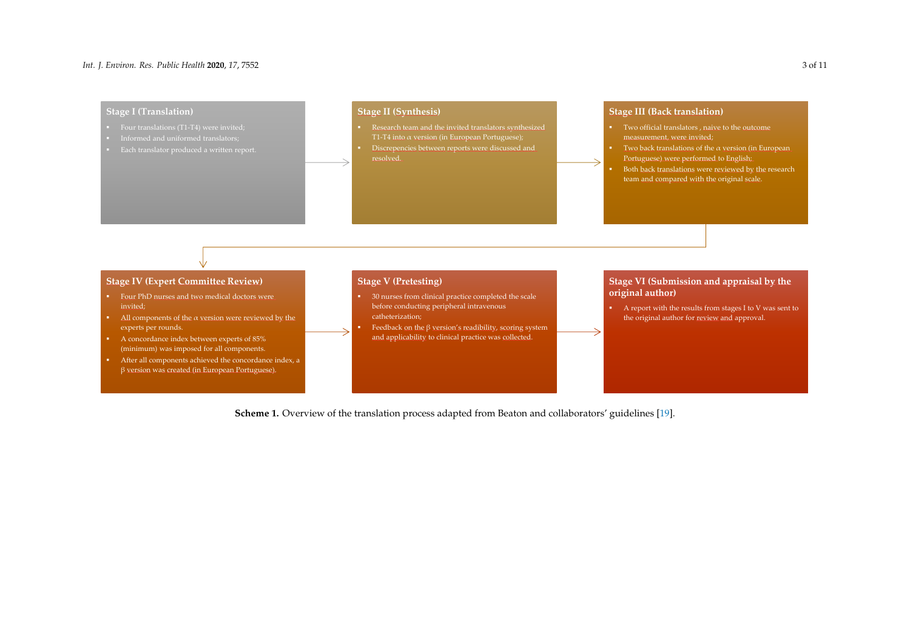**Stage I (Translation)**

- Four translations (T1-T4) were invited;
- Informed and uniformed translators;
- Each translator produced a written report.

**Stage II (Synthesis)**

- Research team and the invited translators synthesized T1-T4 into $\alpha$ version (in European Portuguese);
- Discrepencies between reports were discussed and resolved.

**Stage III (Back translation)**

- Two official translators , naive to the outcome measurement, were invited;
- Two back translations of the $\alpha$ version (in European Portuguese) were performed to English;
- Both back translations were reviewed by the research team and compared with the original scale.

**Stage IV (Expert Committee Review)**

- Four PhD nurses and two medical doctors were invited;
- All components of the $\alpha$ version were reviewed by the experts per rounds.
- A concordance index between experts of 85% (minimum) was imposed for all components.
- After all components achieved the concordance index, a $\beta$ version was created (in European Portuguese).

**Stage V (Pretesting)**

- 30 nurses from clinical practice completed the scale before conducting peripheral intravenous catheterization;
- Feedback on the $\beta$ version's readibility, scoring system and applicability to clinical practice was collected.

**Stage VI (Submission and appraisal by the original author)**

- A report with the results from stages I to V was sent to the original author for review and approval.

**Scheme 1.** Overview of the translation process adapted from Beaton and collaborators' guidelines [19].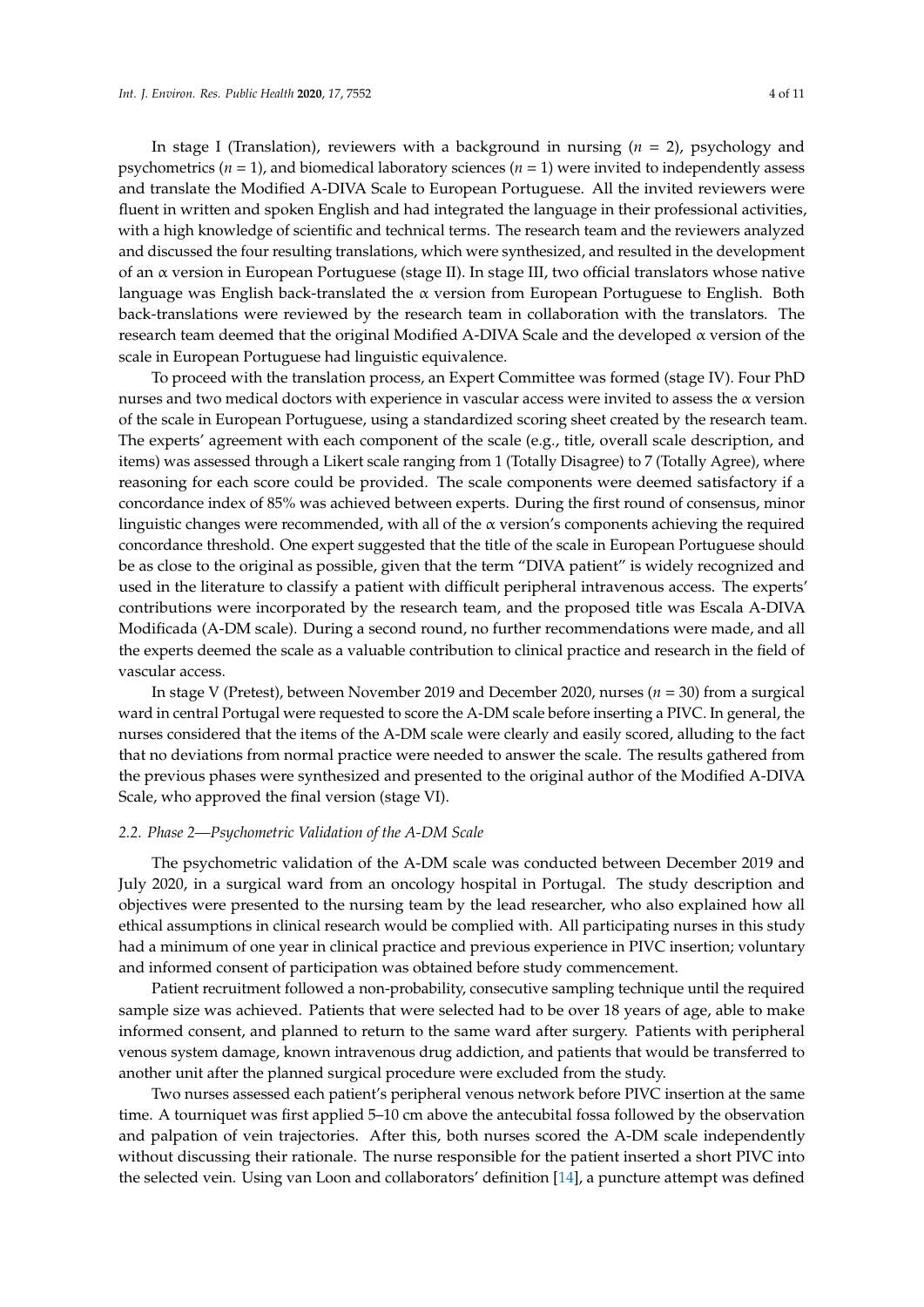In stage I (Translation), reviewers with a background in nursing ($n$ = 2), psychology and psychometrics ($n$ = 1), and biomedical laboratory sciences ($n$ = 1) were invited to independently assess and translate the Modified A-DIVA Scale to European Portuguese. All the invited reviewers were fluent in written and spoken English and had integrated the language in their professional activities, with a high knowledge of scientific and technical terms. The research team and the reviewers analyzed and discussed the four resulting translations, which were synthesized, and resulted in the development of an $\alpha$ version in European Portuguese (stage II). In stage III, two official translators whose native language was English back-translated the $\alpha$ version from European Portuguese to English. Both back-translations were reviewed by the research team in collaboration with the translators. The research team deemed that the original Modified A-DIVA Scale and the developed $\alpha$ version of the scale in European Portuguese had linguistic equivalence.

To proceed with the translation process, an Expert Committee was formed (stage IV). Four PhD nurses and two medical doctors with experience in vascular access were invited to assess the $\alpha$ version of the scale in European Portuguese, using a standardized scoring sheet created by the research team. The experts' agreement with each component of the scale (e.g., title, overall scale description, and items) was assessed through a Likert scale ranging from 1 (Totally Disagree) to 7 (Totally Agree), where reasoning for each score could be provided. The scale components were deemed satisfactory if a concordance index of 85% was achieved between experts. During the first round of consensus, minor linguistic changes were recommended, with all of the $\alpha$ version's components achieving the required concordance threshold. One expert suggested that the title of the scale in European Portuguese should be as close to the original as possible, given that the term "DIVA patient" is widely recognized and used in the literature to classify a patient with difficult peripheral intravenous access. The experts' contributions were incorporated by the research team, and the proposed title was Escala A-DIVA Modificada (A-DM scale). During a second round, no further recommendations were made, and all the experts deemed the scale as a valuable contribution to clinical practice and research in the field of vascular access.

In stage V (Pretest), between November 2019 and December 2020, nurses ($n$ = 30) from a surgical ward in central Portugal were requested to score the A-DM scale before inserting a PIVC. In general, the nurses considered that the items of the A-DM scale were clearly and easily scored, alluding to the fact that no deviations from normal practice were needed to answer the scale. The results gathered from the previous phases were synthesized and presented to the original author of the Modified A-DIVA Scale, who approved the final version (stage VI).

### *2.2. Phase 2—Psychometric Validation of the A-DM Scale*

The psychometric validation of the A-DM scale was conducted between December 2019 and July 2020, in a surgical ward from an oncology hospital in Portugal. The study description and objectives were presented to the nursing team by the lead researcher, who also explained how all ethical assumptions in clinical research would be complied with. All participating nurses in this study had a minimum of one year in clinical practice and previous experience in PIVC insertion; voluntary and informed consent of participation was obtained before study commencement.

Patient recruitment followed a non-probability, consecutive sampling technique until the required sample size was achieved. Patients that were selected had to be over 18 years of age, able to make informed consent, and planned to return to the same ward after surgery. Patients with peripheral venous system damage, known intravenous drug addiction, and patients that would be transferred to another unit after the planned surgical procedure were excluded from the study.

Two nurses assessed each patient's peripheral venous network before PIVC insertion at the same time. A tourniquet was first applied 5–10 cm above the antecubital fossa followed by the observation and palpation of vein trajectories. After this, both nurses scored the A-DM scale independently without discussing their rationale. The nurse responsible for the patient inserted a short PIVC into the selected vein. Using van Loon and collaborators' definition [14], a puncture attempt was defined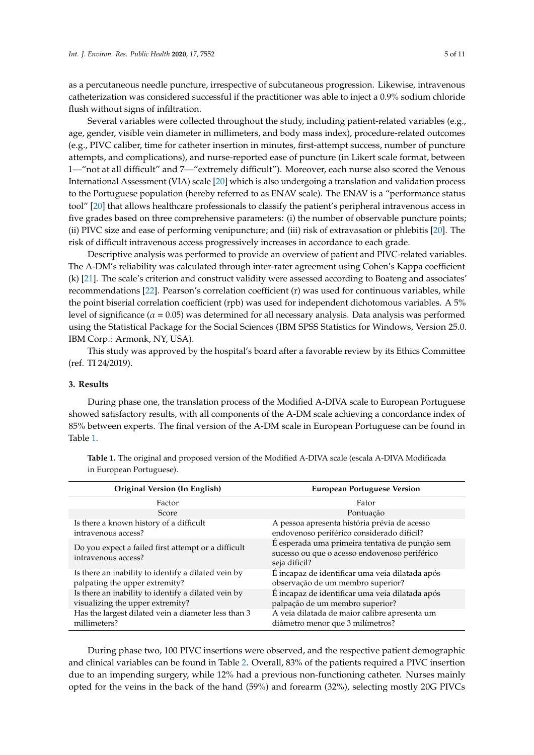as a percutaneous needle puncture, irrespective of subcutaneous progression. Likewise, intravenous catheterization was considered successful if the practitioner was able to inject a 0.9% sodium chloride flush without signs of infiltration.

Several variables were collected throughout the study, including patient-related variables (e.g., age, gender, visible vein diameter in millimeters, and body mass index), procedure-related outcomes (e.g., PIVC caliber, time for catheter insertion in minutes, first-attempt success, number of puncture attempts, and complications), and nurse-reported ease of puncture (in Likert scale format, between 1—"not at all difficult" and 7—"extremely difficult"). Moreover, each nurse also scored the Venous International Assessment (VIA) scale [20] which is also undergoing a translation and validation process to the Portuguese population (hereby referred to as ENAV scale). The ENAV is a "performance status tool" [20] that allows healthcare professionals to classify the patient's peripheral intravenous access in five grades based on three comprehensive parameters: (i) the number of observable puncture points; (ii) PIVC size and ease of performing venipuncture; and (iii) risk of extravasation or phlebitis [20]. The risk of difficult intravenous access progressively increases in accordance to each grade.

Descriptive analysis was performed to provide an overview of patient and PIVC-related variables. The A-DM's reliability was calculated through inter-rater agreement using Cohen's Kappa coefficient (k) [21]. The scale's criterion and construct validity were assessed according to Boateng and associates' recommendations [22]. Pearson's correlation coefficient (r) was used for continuous variables, while the point biserial correlation coefficient (rpb) was used for independent dichotomous variables. A 5% level of significance ($\alpha = 0.05$) was determined for all necessary analysis. Data analysis was performed using the Statistical Package for the Social Sciences (IBM SPSS Statistics for Windows, Version 25.0. IBM Corp.: Armonk, NY, USA).

This study was approved by the hospital's board after a favorable review by its Ethics Committee (ref. TI 24/2019).

## 3. Results

During phase one, the translation process of the Modified A-DIVA scale to European Portuguese showed satisfactory results, with all components of the A-DM scale achieving a concordance index of 85% between experts. The final version of the A-DM scale in European Portuguese can be found in Table 1.

**Table 1.** The original and proposed version of the Modified A-DIVA scale (escala A-DIVA Modificada in European Portuguese).

| Original Version (In English) | European Portuguese Version |
|---|---|
| Factor | Fator |
| Score | Pontuação |
| Is there a known history of a difficult intravenous access? | A pessoa apresenta história prévia de acesso endovenoso periférico considerado difícil? |
| Do you expect a failed first attempt or a difficult intravenous access? | É esperada uma primeira tentativa de punção sem sucesso ou que o acesso endovenoso periférico seja difícil? |
| Is there an inability to identify a dilated vein by palpating the upper extremity? | É incapaz de identificar uma veia dilatada após observação de um membro superior? |
| Is there an inability to identify a dilated vein by visualizing the upper extremity? | É incapaz de identificar uma veia dilatada após palpação de um membro superior? |
| Has the largest dilated vein a diameter less than 3 millimeters? | A veia dilatada de maior calibre apresenta um diâmetro menor que 3 milímetros? |

During phase two, 100 PIVC insertions were observed, and the respective patient demographic and clinical variables can be found in Table 2. Overall, 83% of the patients required a PIVC insertion due to an impending surgery, while 12% had a previous non-functioning catheter. Nurses mainly opted for the veins in the back of the hand (59%) and forearm (32%), selecting mostly 20G PIVCs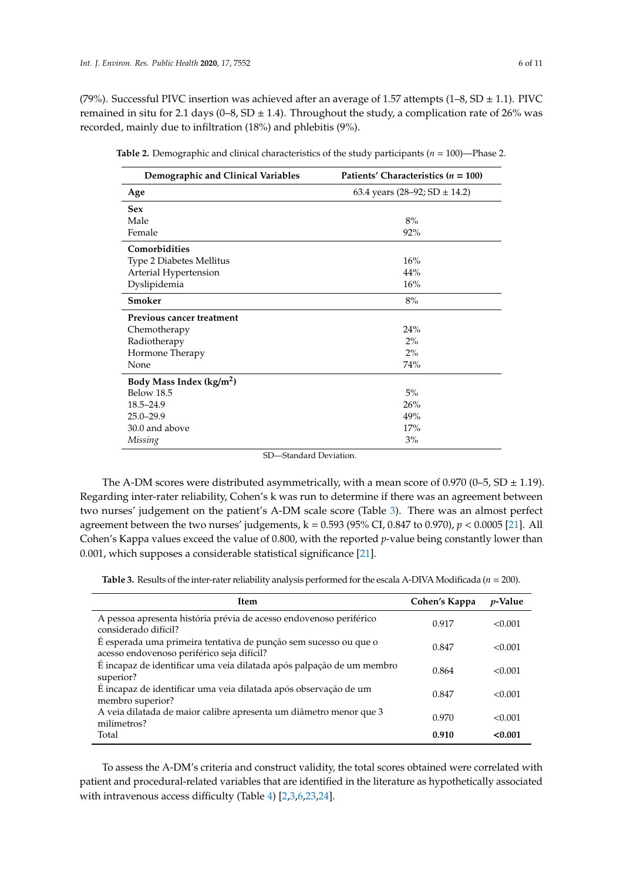(79%). Successful PIVC insertion was achieved after an average of 1.57 attempts (1–8, SD ± 1.1). PIVC remained in situ for 2.1 days (0–8, SD ± 1.4). Throughout the study, a complication rate of 26% was recorded, mainly due to infiltration (18%) and phlebitis (9%).

**Table 2.** Demographic and clinical characteristics of the study participants ($n$ = 100)—Phase 2.

| Demographic and Clinical Variables | Patients' Characteristics ($n$ = 100) |
|---|---|
| **Age** | 63.4 years (28–92; SD ± 14.2) |
| **Sex** | |
| Male | 8% |
| Female | 92% |
| **Comorbidities** | |
| Type 2 Diabetes Mellitus | 16% |
| Arterial Hypertension | 44% |
| Dyslipidemia | 16% |
| **Smoker** | 8% |
| **Previous cancer treatment** | |
| Chemotherapy | 24% |
| Radiotherapy | 2% |
| Hormone Therapy | 2% |
| None | 74% |
| **Body Mass Index (kg/m$^2$)** | |
| Below 18.5 | 5% |
| 18.5–24.9 | 26% |
| 25.0–29.9 | 49% |
| 30.0 and above | 17% |
| *Missing* | 3% |

SD—Standard Deviation.

The A-DM scores were distributed asymmetrically, with a mean score of 0.970 (0–5, SD ± 1.19). Regarding inter-rater reliability, Cohen's k was run to determine if there was an agreement between two nurses' judgement on the patient's A-DM scale score (Table 3). There was an almost perfect agreement between the two nurses' judgements, k = 0.593 (95% CI, 0.847 to 0.970), $p < 0.0005$ [21]. All Cohen's Kappa values exceed the value of 0.800, with the reported $p$-value being constantly lower than 0.001, which supposes a considerable statistical significance [21].

**Table 3.** Results of the inter-rater reliability analysis performed for the escala A-DIVA Modificada ($n$ = 200).

| Item | Cohen's Kappa | $p$-Value |
|---|---|---|
| A pessoa apresenta história prévia de acesso endovenoso periférico considerado difícil? | 0.917 | <0.001 |
| É esperada uma primeira tentativa de punção sem sucesso ou que o acesso endovenoso periférico seja difícil? | 0.847 | <0.001 |
| É incapaz de identificar uma veia dilatada após palpação de um membro superior? | 0.864 | <0.001 |
| É incapaz de identificar uma veia dilatada após observação de um membro superior? | 0.847 | <0.001 |
| A veia dilatada de maior calibre apresenta um diâmetro menor que 3 milímetros? | 0.970 | <0.001 |
| Total | **0.910** | **<0.001** |

To assess the A-DM's criteria and construct validity, the total scores obtained were correlated with patient and procedural-related variables that are identified in the literature as hypothetically associated with intravenous access difficulty (Table 4) [2,3,6,23,24].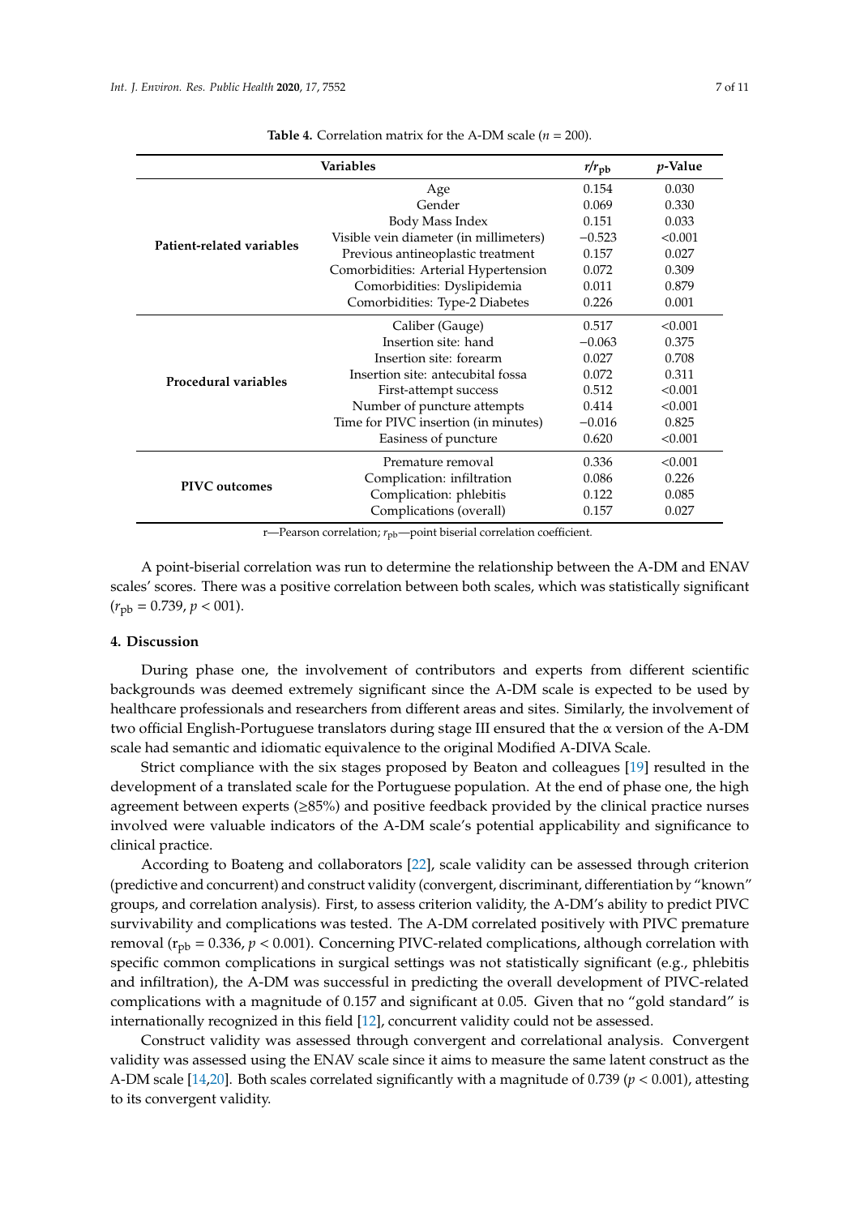**Table 4.** Correlation matrix for the A-DM scale ($n$ = 200).

| Variables | | $r/r_{pb}$ | $p$-Value |
|---|---|---|---|
| **Patient-related variables** | Age | 0.154 | 0.030 |
| | Gender | 0.069 | 0.330 |
| | Body Mass Index | 0.151 | 0.033 |
| | Visible vein diameter (in millimeters) | −0.523 | <0.001 |
| | Previous antineoplastic treatment | 0.157 | 0.027 |
| | Comorbidities: Arterial Hypertension | 0.072 | 0.309 |
| | Comorbidities: Dyslipidemia | 0.011 | 0.879 |
| | Comorbidities: Type-2 Diabetes | 0.226 | 0.001 |
| **Procedural variables** | Caliber (Gauge) | 0.517 | <0.001 |
| | Insertion site: hand | −0.063 | 0.375 |
| | Insertion site: forearm | 0.027 | 0.708 |
| | Insertion site: antecubital fossa | 0.072 | 0.311 |
| | First-attempt success | 0.512 | <0.001 |
| | Number of puncture attempts | 0.414 | <0.001 |
| | Time for PIVC insertion (in minutes) | −0.016 | 0.825 |
| | Easiness of puncture | 0.620 | <0.001 |
| **PIVC outcomes** | Premature removal | 0.336 | <0.001 |
| | Complication: infiltration | 0.086 | 0.226 |
| | Complication: phlebitis | 0.122 | 0.085 |
| | Complications (overall) | 0.157 | 0.027 |

r—Pearson correlation; $r_{pb}$—point biserial correlation coefficient.

A point-biserial correlation was run to determine the relationship between the A-DM and ENAV scales' scores. There was a positive correlation between both scales, which was statistically significant ($r_{pb}$ = 0.739, $p$ < 001).

## 4. Discussion

During phase one, the involvement of contributors and experts from different scientific backgrounds was deemed extremely significant since the A-DM scale is expected to be used by healthcare professionals and researchers from different areas and sites. Similarly, the involvement of two official English-Portuguese translators during stage III ensured that the α version of the A-DM scale had semantic and idiomatic equivalence to the original Modified A-DIVA Scale.

Strict compliance with the six stages proposed by Beaton and colleagues [19] resulted in the development of a translated scale for the Portuguese population. At the end of phase one, the high agreement between experts (≥85%) and positive feedback provided by the clinical practice nurses involved were valuable indicators of the A-DM scale's potential applicability and significance to clinical practice.

According to Boateng and collaborators [22], scale validity can be assessed through criterion (predictive and concurrent) and construct validity (convergent, discriminant, differentiation by "known" groups, and correlation analysis). First, to assess criterion validity, the A-DM's ability to predict PIVC survivability and complications was tested. The A-DM correlated positively with PIVC premature removal ($r_{pb}$ = 0.336, $p$ < 0.001). Concerning PIVC-related complications, although correlation with specific common complications in surgical settings was not statistically significant (e.g., phlebitis and infiltration), the A-DM was successful in predicting the overall development of PIVC-related complications with a magnitude of 0.157 and significant at 0.05. Given that no "gold standard" is internationally recognized in this field [12], concurrent validity could not be assessed.

Construct validity was assessed through convergent and correlational analysis. Convergent validity was assessed using the ENAV scale since it aims to measure the same latent construct as the A-DM scale [14,20]. Both scales correlated significantly with a magnitude of 0.739 ($p$ < 0.001), attesting to its convergent validity.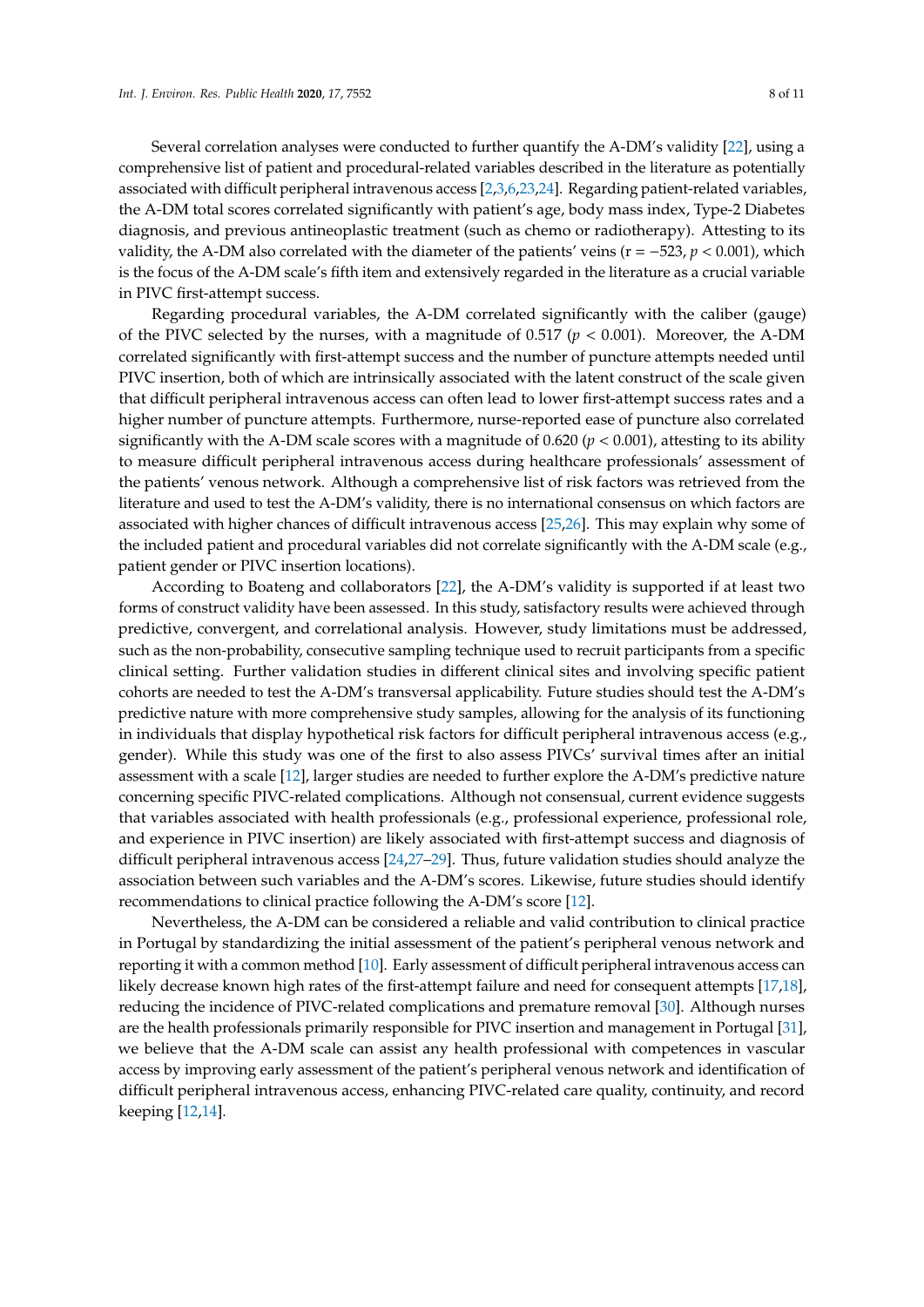Several correlation analyses were conducted to further quantify the A-DM's validity [22], using a comprehensive list of patient and procedural-related variables described in the literature as potentially associated with difficult peripheral intravenous access [2,3,6,23,24]. Regarding patient-related variables, the A-DM total scores correlated significantly with patient's age, body mass index, Type-2 Diabetes diagnosis, and previous antineoplastic treatment (such as chemo or radiotherapy). Attesting to its validity, the A-DM also correlated with the diameter of the patients' veins ($r = -523$, $p < 0.001$), which is the focus of the A-DM scale's fifth item and extensively regarded in the literature as a crucial variable in PIVC first-attempt success.

Regarding procedural variables, the A-DM correlated significantly with the caliber (gauge) of the PIVC selected by the nurses, with a magnitude of 0.517 ($p < 0.001$). Moreover, the A-DM correlated significantly with first-attempt success and the number of puncture attempts needed until PIVC insertion, both of which are intrinsically associated with the latent construct of the scale given that difficult peripheral intravenous access can often lead to lower first-attempt success rates and a higher number of puncture attempts. Furthermore, nurse-reported ease of puncture also correlated significantly with the A-DM scale scores with a magnitude of 0.620 ($p < 0.001$), attesting to its ability to measure difficult peripheral intravenous access during healthcare professionals' assessment of the patients' venous network. Although a comprehensive list of risk factors was retrieved from the literature and used to test the A-DM's validity, there is no international consensus on which factors are associated with higher chances of difficult intravenous access [25,26]. This may explain why some of the included patient and procedural variables did not correlate significantly with the A-DM scale (e.g., patient gender or PIVC insertion locations).

According to Boateng and collaborators [22], the A-DM's validity is supported if at least two forms of construct validity have been assessed. In this study, satisfactory results were achieved through predictive, convergent, and correlational analysis. However, study limitations must be addressed, such as the non-probability, consecutive sampling technique used to recruit participants from a specific clinical setting. Further validation studies in different clinical sites and involving specific patient cohorts are needed to test the A-DM's transversal applicability. Future studies should test the A-DM's predictive nature with more comprehensive study samples, allowing for the analysis of its functioning in individuals that display hypothetical risk factors for difficult peripheral intravenous access (e.g., gender). While this study was one of the first to also assess PIVCs' survival times after an initial assessment with a scale [12], larger studies are needed to further explore the A-DM's predictive nature concerning specific PIVC-related complications. Although not consensual, current evidence suggests that variables associated with health professionals (e.g., professional experience, professional role, and experience in PIVC insertion) are likely associated with first-attempt success and diagnosis of difficult peripheral intravenous access [24,27–29]. Thus, future validation studies should analyze the association between such variables and the A-DM's scores. Likewise, future studies should identify recommendations to clinical practice following the A-DM's score [12].

Nevertheless, the A-DM can be considered a reliable and valid contribution to clinical practice in Portugal by standardizing the initial assessment of the patient's peripheral venous network and reporting it with a common method [10]. Early assessment of difficult peripheral intravenous access can likely decrease known high rates of the first-attempt failure and need for consequent attempts [17,18], reducing the incidence of PIVC-related complications and premature removal [30]. Although nurses are the health professionals primarily responsible for PIVC insertion and management in Portugal [31], we believe that the A-DM scale can assist any health professional with competences in vascular access by improving early assessment of the patient's peripheral venous network and identification of difficult peripheral intravenous access, enhancing PIVC-related care quality, continuity, and record keeping [12,14].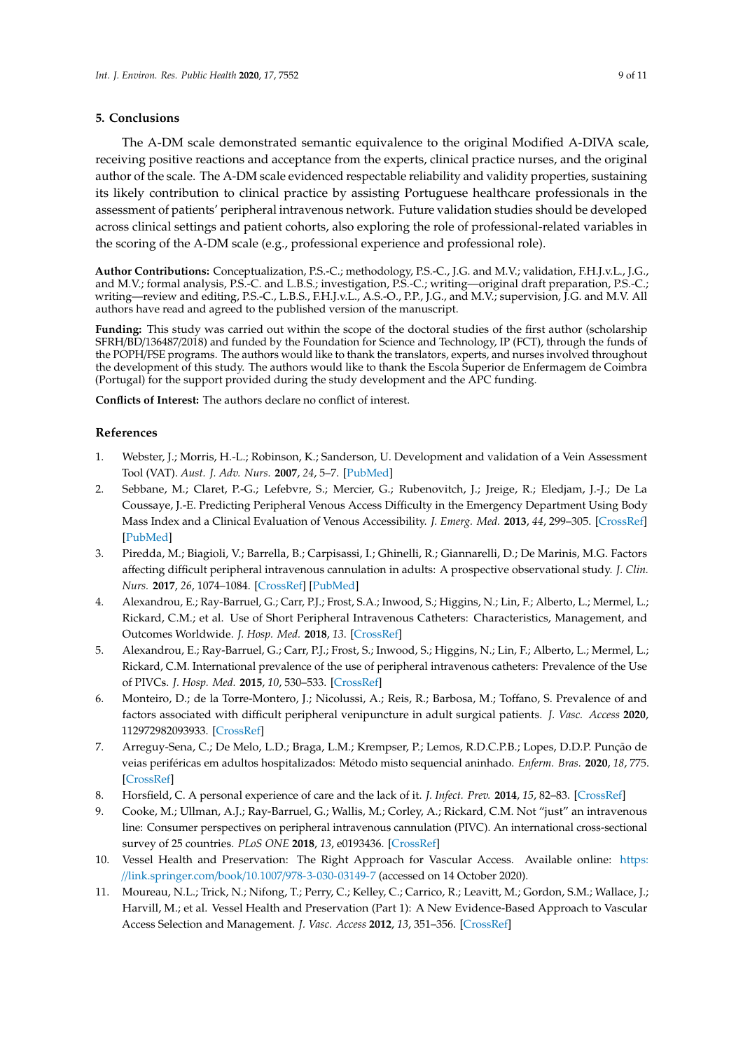## 5. Conclusions

The A-DM scale demonstrated semantic equivalence to the original Modified A-DIVA scale, receiving positive reactions and acceptance from the experts, clinical practice nurses, and the original author of the scale. The A-DM scale evidenced respectable reliability and validity properties, sustaining its likely contribution to clinical practice by assisting Portuguese healthcare professionals in the assessment of patients' peripheral intravenous network. Future validation studies should be developed across clinical settings and patient cohorts, also exploring the role of professional-related variables in the scoring of the A-DM scale (e.g., professional experience and professional role).

**Author Contributions:** Conceptualization, P.S.-C.; methodology, P.S.-C., J.G. and M.V.; validation, F.H.J.v.L., J.G., and M.V.; formal analysis, P.S.-C. and L.B.S.; investigation, P.S.-C.; writing—original draft preparation, P.S.-C.; writing—review and editing, P.S.-C., L.B.S., F.H.J.v.L., A.S.-O., P.P., J.G., and M.V.; supervision, J.G. and M.V. All authors have read and agreed to the published version of the manuscript.

**Funding:** This study was carried out within the scope of the doctoral studies of the first author (scholarship SFRH/BD/136487/2018) and funded by the Foundation for Science and Technology, IP (FCT), through the funds of the POPH/FSE programs. The authors would like to thank the translators, experts, and nurses involved throughout the development of this study. The authors would like to thank the Escola Superior de Enfermagem de Coimbra (Portugal) for the support provided during the study development and the APC funding.

**Conflicts of Interest:** The authors declare no conflict of interest.

## References

1. Webster, J.; Morris, H.-L.; Robinson, K.; Sanderson, U. Development and validation of a Vein Assessment Tool (VAT). *Aust. J. Adv. Nurs.* **2007**, *24*, 5–7. [PubMed]
2. Sebbane, M.; Claret, P.-G.; Lefebvre, S.; Mercier, G.; Rubenovitch, J.; Jreige, R.; Eledjam, J.-J.; De La Coussaye, J.-E. Predicting Peripheral Venous Access Difficulty in the Emergency Department Using Body Mass Index and a Clinical Evaluation of Venous Accessibility. *J. Emerg. Med.* **2013**, *44*, 299–305. [CrossRef] [PubMed]
3. Piredda, M.; Biagioli, V.; Barrella, B.; Carpisassi, I.; Ghinelli, R.; Giannarelli, D.; De Marinis, M.G. Factors affecting difficult peripheral intravenous cannulation in adults: A prospective observational study. *J. Clin. Nurs.* **2017**, *26*, 1074–1084. [CrossRef] [PubMed]
4. Alexandrou, E.; Ray-Barruel, G.; Carr, P.J.; Frost, S.A.; Inwood, S.; Higgins, N.; Lin, F.; Alberto, L.; Mermel, L.; Rickard, C.M.; et al. Use of Short Peripheral Intravenous Catheters: Characteristics, Management, and Outcomes Worldwide. *J. Hosp. Med.* **2018**, *13*. [CrossRef]
5. Alexandrou, E.; Ray-Barruel, G.; Carr, P.J.; Frost, S.; Inwood, S.; Higgins, N.; Lin, F.; Alberto, L.; Mermel, L.; Rickard, C.M. International prevalence of the use of peripheral intravenous catheters: Prevalence of the Use of PIVCs. *J. Hosp. Med.* **2015**, *10*, 530–533. [CrossRef]
6. Monteiro, D.; de la Torre-Montero, J.; Nicolussi, A.; Reis, R.; Barbosa, M.; Toffano, S. Prevalence of and factors associated with difficult peripheral venipuncture in adult surgical patients. *J. Vasc. Access* **2020**, 112972982093933. [CrossRef]
7. Arreguy-Sena, C.; De Melo, L.D.; Braga, L.M.; Krempser, P.; Lemos, R.D.C.P.B.; Lopes, D.D.P. Punção de veias periféricas em adultos hospitalizados: Método misto sequencial aninhado. *Enferm. Bras.* **2020**, *18*, 775. [CrossRef]
8. Horsfield, C. A personal experience of care and the lack of it. *J. Infect. Prev.* **2014**, *15*, 82–83. [CrossRef]
9. Cooke, M.; Ullman, A.J.; Ray-Barruel, G.; Wallis, M.; Corley, A.; Rickard, C.M. Not "just" an intravenous line: Consumer perspectives on peripheral intravenous cannulation (PIVC). An international cross-sectional survey of 25 countries. *PLoS ONE* **2018**, *13*, e0193436. [CrossRef]
10. Vessel Health and Preservation: The Right Approach for Vascular Access. Available online: https://link.springer.com/book/10.1007/978-3-030-03149-7 (accessed on 14 October 2020).
11. Moureau, N.L.; Trick, N.; Nifong, T.; Perry, C.; Kelley, C.; Carrico, R.; Leavitt, M.; Gordon, S.M.; Wallace, J.; Harvill, M.; et al. Vessel Health and Preservation (Part 1): A New Evidence-Based Approach to Vascular Access Selection and Management. *J. Vasc. Access* **2012**, *13*, 351–356. [CrossRef]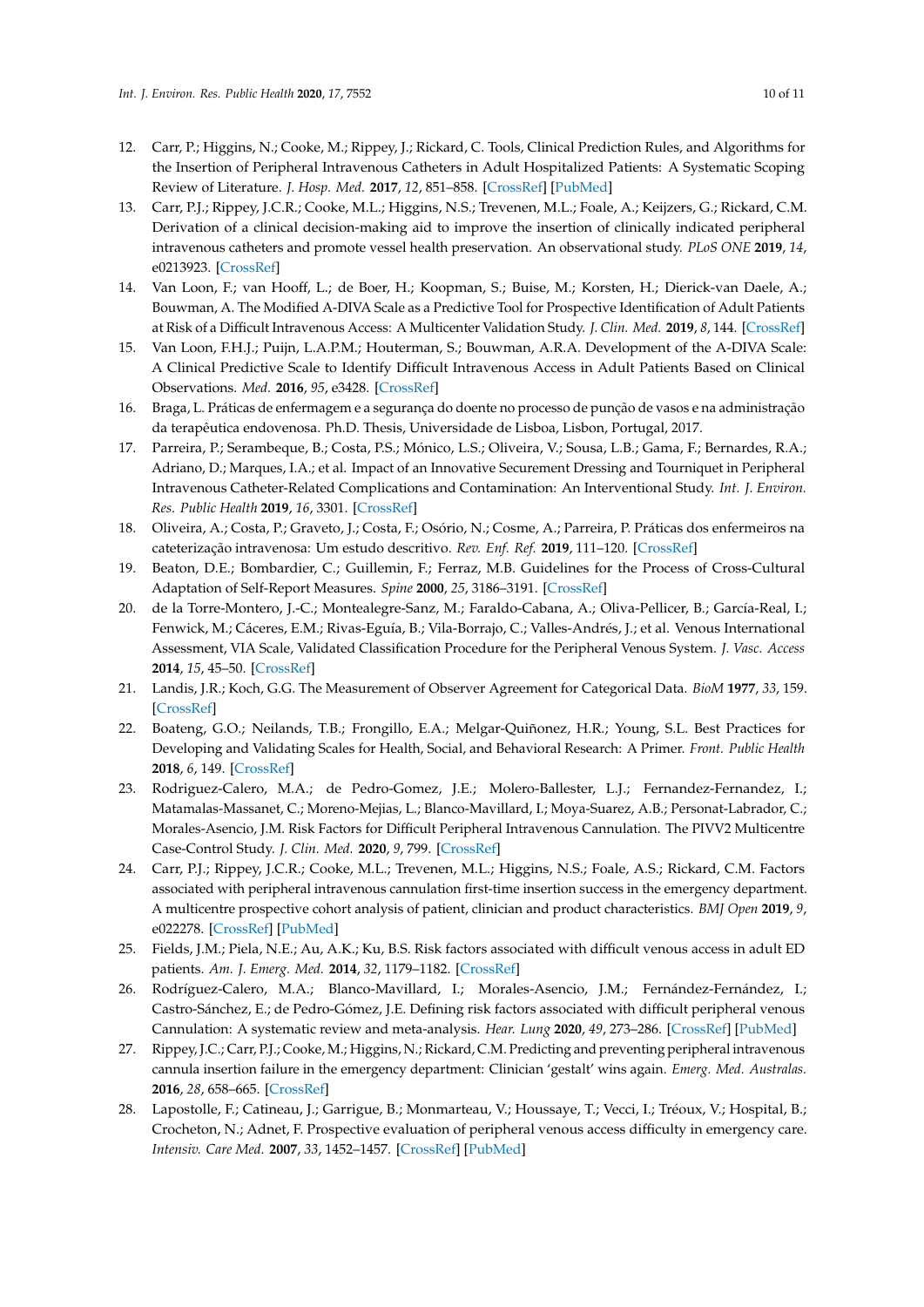12. Carr, P.; Higgins, N.; Cooke, M.; Rippey, J.; Rickard, C. Tools, Clinical Prediction Rules, and Algorithms for the Insertion of Peripheral Intravenous Catheters in Adult Hospitalized Patients: A Systematic Scoping Review of Literature. *J. Hosp. Med.* **2017**, *12*, 851–858. [CrossRef] [PubMed]
13. Carr, P.J.; Rippey, J.C.R.; Cooke, M.L.; Higgins, N.S.; Trevenen, M.L.; Foale, A.; Keijzers, G.; Rickard, C.M. Derivation of a clinical decision-making aid to improve the insertion of clinically indicated peripheral intravenous catheters and promote vessel health preservation. An observational study. *PLoS ONE* **2019**, *14*, e0213923. [CrossRef]
14. Van Loon, F.; van Hooff, L.; de Boer, H.; Koopman, S.; Buise, M.; Korsten, H.; Dierick-van Daele, A.; Bouwman, A. The Modified A-DIVA Scale as a Predictive Tool for Prospective Identification of Adult Patients at Risk of a Difficult Intravenous Access: A Multicenter Validation Study. *J. Clin. Med.* **2019**, *8*, 144. [CrossRef]
15. Van Loon, F.H.J.; Puijn, L.A.P.M.; Houterman, S.; Bouwman, A.R.A. Development of the A-DIVA Scale: A Clinical Predictive Scale to Identify Difficult Intravenous Access in Adult Patients Based on Clinical Observations. *Med.* **2016**, *95*, e3428. [CrossRef]
16. Braga, L. Práticas de enfermagem e a segurança do doente no processo de punção de vasos e na administração da terapêutica endovenosa. Ph.D. Thesis, Universidade de Lisboa, Lisbon, Portugal, 2017.
17. Parreira, P.; Serambeque, B.; Costa, P.S.; Mónico, L.S.; Oliveira, V.; Sousa, L.B.; Gama, F.; Bernardes, R.A.; Adriano, D.; Marques, I.A.; et al. Impact of an Innovative Securement Dressing and Tourniquet in Peripheral Intravenous Catheter-Related Complications and Contamination: An Interventional Study. *Int. J. Environ. Res. Public Health* **2019**, *16*, 3301. [CrossRef]
18. Oliveira, A.; Costa, P.; Graveto, J.; Costa, F.; Osório, N.; Cosme, A.; Parreira, P. Práticas dos enfermeiros na cateterização intravenosa: Um estudo descritivo. *Rev. Enf. Ref.* **2019**, 111–120. [CrossRef]
19. Beaton, D.E.; Bombardier, C.; Guillemin, F.; Ferraz, M.B. Guidelines for the Process of Cross-Cultural Adaptation of Self-Report Measures. *Spine* **2000**, *25*, 3186–3191. [CrossRef]
20. de la Torre-Montero, J.-C.; Montealegre-Sanz, M.; Faraldo-Cabana, A.; Oliva-Pellicer, B.; García-Real, I.; Fenwick, M.; Cáceres, E.M.; Rivas-Eguía, B.; Vila-Borrajo, C.; Valles-Andrés, J.; et al. Venous International Assessment, VIA Scale, Validated Classification Procedure for the Peripheral Venous System. *J. Vasc. Access* **2014**, *15*, 45–50. [CrossRef]
21. Landis, J.R.; Koch, G.G. The Measurement of Observer Agreement for Categorical Data. *BioM* **1977**, *33*, 159. [CrossRef]
22. Boateng, G.O.; Neilands, T.B.; Frongillo, E.A.; Melgar-Quiñonez, H.R.; Young, S.L. Best Practices for Developing and Validating Scales for Health, Social, and Behavioral Research: A Primer. *Front. Public Health* **2018**, *6*, 149. [CrossRef]
23. Rodriguez-Calero, M.A.; de Pedro-Gomez, J.E.; Molero-Ballester, L.J.; Fernandez-Fernandez, I.; Matamalas-Massanet, C.; Moreno-Mejias, L.; Blanco-Mavillard, I.; Moya-Suarez, A.B.; Personat-Labrador, C.; Morales-Asencio, J.M. Risk Factors for Difficult Peripheral Intravenous Cannulation. The PIVV2 Multicentre Case-Control Study. *J. Clin. Med.* **2020**, *9*, 799. [CrossRef]
24. Carr, P.J.; Rippey, J.C.R.; Cooke, M.L.; Trevenen, M.L.; Higgins, N.S.; Foale, A.S.; Rickard, C.M. Factors associated with peripheral intravenous cannulation first-time insertion success in the emergency department. A multicentre prospective cohort analysis of patient, clinician and product characteristics. *BMJ Open* **2019**, *9*, e022278. [CrossRef] [PubMed]
25. Fields, J.M.; Piela, N.E.; Au, A.K.; Ku, B.S. Risk factors associated with difficult venous access in adult ED patients. *Am. J. Emerg. Med.* **2014**, *32*, 1179–1182. [CrossRef]
26. Rodríguez-Calero, M.A.; Blanco-Mavillard, I.; Morales-Asencio, J.M.; Fernández-Fernández, I.; Castro-Sánchez, E.; de Pedro-Gómez, J.E. Defining risk factors associated with difficult peripheral venous Cannulation: A systematic review and meta-analysis. *Hear. Lung* **2020**, *49*, 273–286. [CrossRef] [PubMed]
27. Rippey, J.C.; Carr, P.J.; Cooke, M.; Higgins, N.; Rickard, C.M. Predicting and preventing peripheral intravenous cannula insertion failure in the emergency department: Clinician 'gestalt' wins again. *Emerg. Med. Australas.* **2016**, *28*, 658–665. [CrossRef]
28. Lapostolle, F.; Catineau, J.; Garrigue, B.; Monmarteau, V.; Houssaye, T.; Vecci, I.; Tréoux, V.; Hospital, B.; Crocheton, N.; Adnet, F. Prospective evaluation of peripheral venous access difficulty in emergency care. *Intensiv. Care Med.* **2007**, *33*, 1452–1457. [CrossRef] [PubMed]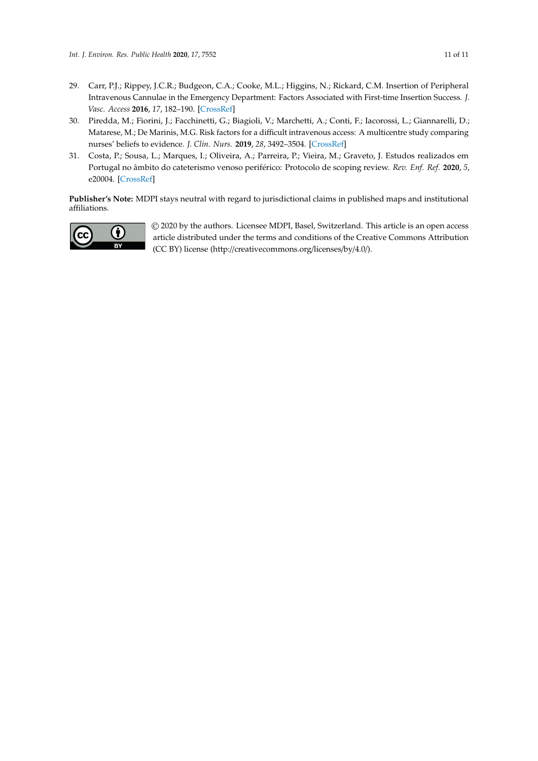29. Carr, P.J.; Rippey, J.C.R.; Budgeon, C.A.; Cooke, M.L.; Higgins, N.; Rickard, C.M. Insertion of Peripheral Intravenous Cannulae in the Emergency Department: Factors Associated with First-time Insertion Success. *J. Vasc. Access* **2016**, *17*, 182–190. [CrossRef]
30. Piredda, M.; Fiorini, J.; Facchinetti, G.; Biagioli, V.; Marchetti, A.; Conti, F.; Iacorossi, L.; Giannarelli, D.; Matarese, M.; De Marinis, M.G. Risk factors for a difficult intravenous access: A multicentre study comparing nurses' beliefs to evidence. *J. Clin. Nurs.* **2019**, *28*, 3492–3504. [CrossRef]
31. Costa, P.; Sousa, L.; Marques, I.; Oliveira, A.; Parreira, P.; Vieira, M.; Graveto, J. Estudos realizados em Portugal no âmbito do cateterismo venoso periférico: Protocolo de scoping review. *Rev. Enf. Ref.* **2020**, *5*, e20004. [CrossRef]

**Publisher's Note:** MDPI stays neutral with regard to jurisdictional claims in published maps and institutional affiliations.

© 2020 by the authors. Licensee MDPI, Basel, Switzerland. This article is an open access article distributed under the terms and conditions of the Creative Commons Attribution (CC BY) license (http://creativecommons.org/licenses/by/4.0/).